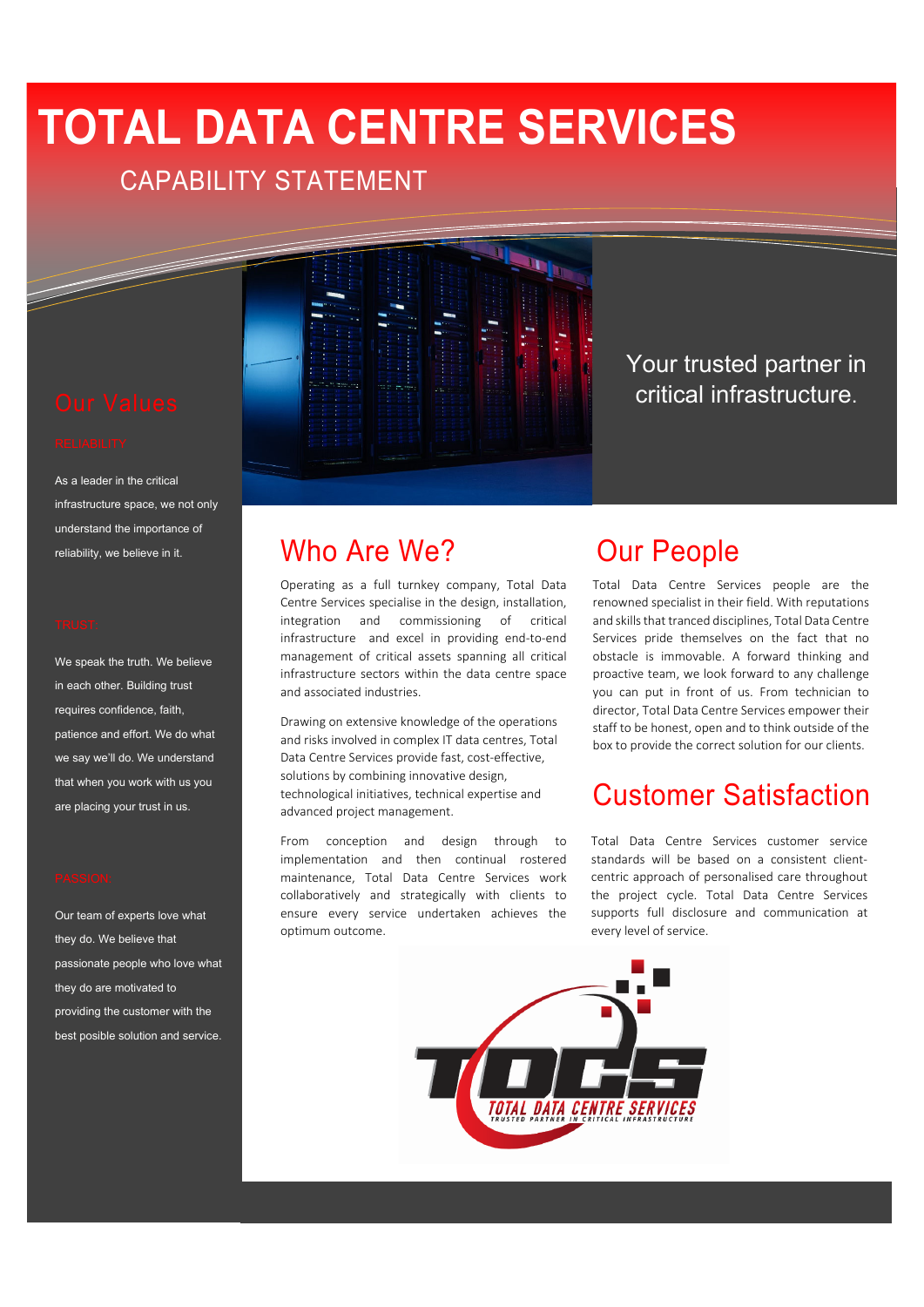# TOTAL DATA CENTRE SERVICES

## CAPABILITY STATEMENT

Your trusted partner in critical infrastructure.

## Our Values

### RELIABILITY

As a leader in the critical infrastructure space, we not only understand the importance of reliability, we believe in it.

### TRUST

We speak the truth. We believe in each other. Building trust requires confidence, faith, patience and effort. We do what we say we'll do. We understand that when you work with us you are placing your trust in us.

### PASSION

Our team of experts love what they do. We believe that passionate people who love what they do are motivated to providing the customer with the best posible solution and service.

## Who Are We?

Operating as a full turnkey company, Total Data Centre Services specialise in the design, installation, integration and commissioning of critical infrastructure and excel in providing end-to-end management of critical assets spanning all critical infrastructure sectors within the data centre space and associated industries.

Drawing on extensive knowledge of the operations and risks involved in complex IT data centres, Total Data Centre Services provide fast, cost-effective, solutions by combining innovative design, technological initiatives, technical expertise and advanced project management.

From conception and design through to implementation and then continual rostered maintenance, Total Data Centre Services work collaboratively and strategically with clients to ensure every service undertaken achieves the optimum outcome.

## Our People

Total Data Centre Services people are the renowned specialist in their field. With reputations and skills that tranced disciplines, Total Data Centre Services pride themselves on the fact that no obstacle is immovable. A forward thinking and proactive team, we look forward to any challenge you can put in front of us. From technician to director, Total Data Centre Services empower their staff to be honest, open and to think outside of the box to provide the correct solution for our clients.

## Customer Satisfaction

Total Data Centre Services customer service standards will be based on a consistent client-centric approach of personalised care throughout the project cycle. Total Data Centre Services supports full disclosure and communication at every level of service.

TDCS
TOTAL DATA CENTRE SERVICES
TRUSTED PARTNER IN CRITICAL INFRASTRUCTURE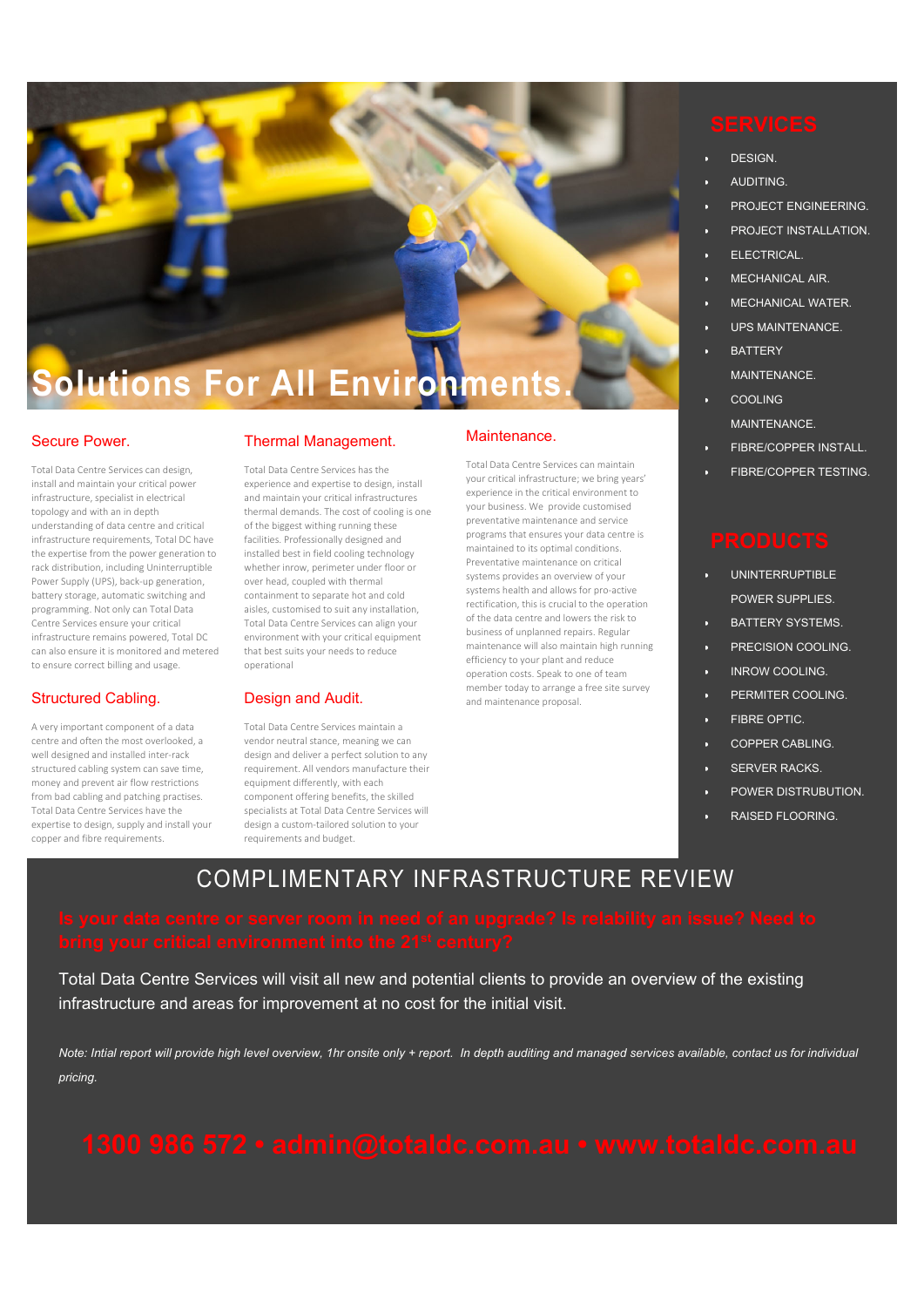# Solutions For All Environments.

## Secure Power.

Total Data Centre Services can design, install and maintain your critical power infrastructure, specialist in electrical topology and with an in depth understanding of data centre and critical infrastructure requirements, Total DC have the expertise from the power generation to rack distribution, including Uninterruptible Power Supply (UPS), back-up generation, battery storage, automatic switching and programming. Not only can Total Data Centre Services ensure your critical infrastructure remains powered, Total DC can also ensure it is monitored and metered to ensure correct billing and usage.

## Structured Cabling.

A very important component of a data centre and often the most overlooked, a well designed and installed inter-rack structured cabling system can save time, money and prevent air flow restrictions from bad cabling and patching practises. Total Data Centre Services have the expertise to design, supply and install your copper and fibre requirements.

## Thermal Management.

Total Data Centre Services has the experience and expertise to design, install and maintain your critical infrastructures thermal demands. The cost of cooling is one of the biggest withing running these facilities. Professionally designed and installed best in field cooling technology whether inrow, perimeter under floor or over head, coupled with thermal containment to separate hot and cold aisles, customised to suit any installation, Total Data Centre Services can align your environment with your critical equipment that best suits your needs to reduce operational

## Design and Audit.

Total Data Centre Services maintain a vendor neutral stance, meaning we can design and deliver a perfect solution to any requirement. All vendors manufacture their equipment differently, with each component offering benefits, the skilled specialists at Total Data Centre Services will design a custom-tailored solution to your requirements and budget.

## Maintenance.

Total Data Centre Services can maintain your critical infrastructure; we bring years' experience in the critical environment to your business. We provide customised preventative maintenance and service programs that ensures your data centre is maintained to its optimal conditions. Preventative maintenance on critical systems provides an overview of your systems health and allows for pro-active rectification, this is crucial to the operation of the data centre and lowers the risk to business of unplanned repairs. Regular maintenance will also maintain high running efficiency to your plant and reduce operation costs. Speak to one of team member today to arrange a free site survey and maintenance proposal.

## SERVICES

- DESIGN.
- AUDITING.
- PROJECT ENGINEERING.
- PROJECT INSTALLATION.
- ELECTRICAL.
- MECHANICAL AIR.
- MECHANICAL WATER.
- UPS MAINTENANCE.
- BATTERY MAINTENANCE.
- COOLING MAINTENANCE.
- FIBRE/COPPER INSTALL.
- FIBRE/COPPER TESTING.

## PRODUCTS

- UNINTERRUPTIBLE POWER SUPPLIES.
- BATTERY SYSTEMS.
- PRECISION COOLING.
- INROW COOLING.
- PERMITER COOLING.
- FIBRE OPTIC.
- COPPER CABLING.
- SERVER RACKS.
- POWER DISTRUBUTION.
- RAISED FLOORING.

# COMPLIMENTARY INFRASTRUCTURE REVIEW

**Is your data centre or server room in need of an upgrade? Is reliability an issue? Need to bring your critical environment into the 21st century?**

Total Data Centre Services will visit all new and potential clients to provide an overview of the existing infrastructure and areas for improvement at no cost for the initial visit.

*Note: Intial report will provide high level overview, 1hr onsite only + report. In depth auditing and managed services available, contact us for individual pricing.*

**1300 986 572 • admin@totaldc.com.au • www.totaldc.com.au**